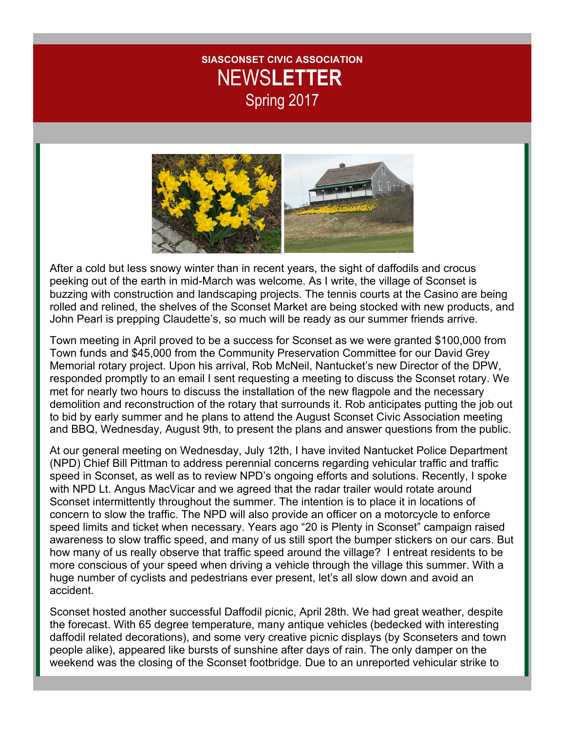**SIASCONSET CIVIC ASSOCIATION**

# NEWS**LETTER**

Spring 2017

After a cold but less snowy winter than in recent years, the sight of daffodils and crocus peeking out of the earth in mid-March was welcome. As I write, the village of Sconset is buzzing with construction and landscaping projects. The tennis courts at the Casino are being rolled and relined, the shelves of the Sconset Market are being stocked with new products, and John Pearl is prepping Claudette's, so much will be ready as our summer friends arrive.

Town meeting in April proved to be a success for Sconset as we were granted $100,000 from Town funds and $45,000 from the Community Preservation Committee for our David Grey Memorial rotary project. Upon his arrival, Rob McNeil, Nantucket's new Director of the DPW, responded promptly to an email I sent requesting a meeting to discuss the Sconset rotary. We met for nearly two hours to discuss the installation of the new flagpole and the necessary demolition and reconstruction of the rotary that surrounds it. Rob anticipates putting the job out to bid by early summer and he plans to attend the August Sconset Civic Association meeting and BBQ, Wednesday, August 9th, to present the plans and answer questions from the public.

At our general meeting on Wednesday, July 12th, I have invited Nantucket Police Department (NPD) Chief Bill Pittman to address perennial concerns regarding vehicular traffic and traffic speed in Sconset, as well as to review NPD's ongoing efforts and solutions. Recently, I spoke with NPD Lt. Angus MacVicar and we agreed that the radar trailer would rotate around Sconset intermittently throughout the summer. The intention is to place it in locations of concern to slow the traffic. The NPD will also provide an officer on a motorcycle to enforce speed limits and ticket when necessary. Years ago "20 is Plenty in Sconset" campaign raised awareness to slow traffic speed, and many of us still sport the bumper stickers on our cars. But how many of us really observe that traffic speed around the village? I entreat residents to be more conscious of your speed when driving a vehicle through the village this summer. With a huge number of cyclists and pedestrians ever present, let's all slow down and avoid an accident.

Sconset hosted another successful Daffodil picnic, April 28th. We had great weather, despite the forecast. With 65 degree temperature, many antique vehicles (bedecked with interesting daffodil related decorations), and some very creative picnic displays (by Sconseters and town people alike), appeared like bursts of sunshine after days of rain. The only damper on the weekend was the closing of the Sconset footbridge. Due to an unreported vehicular strike to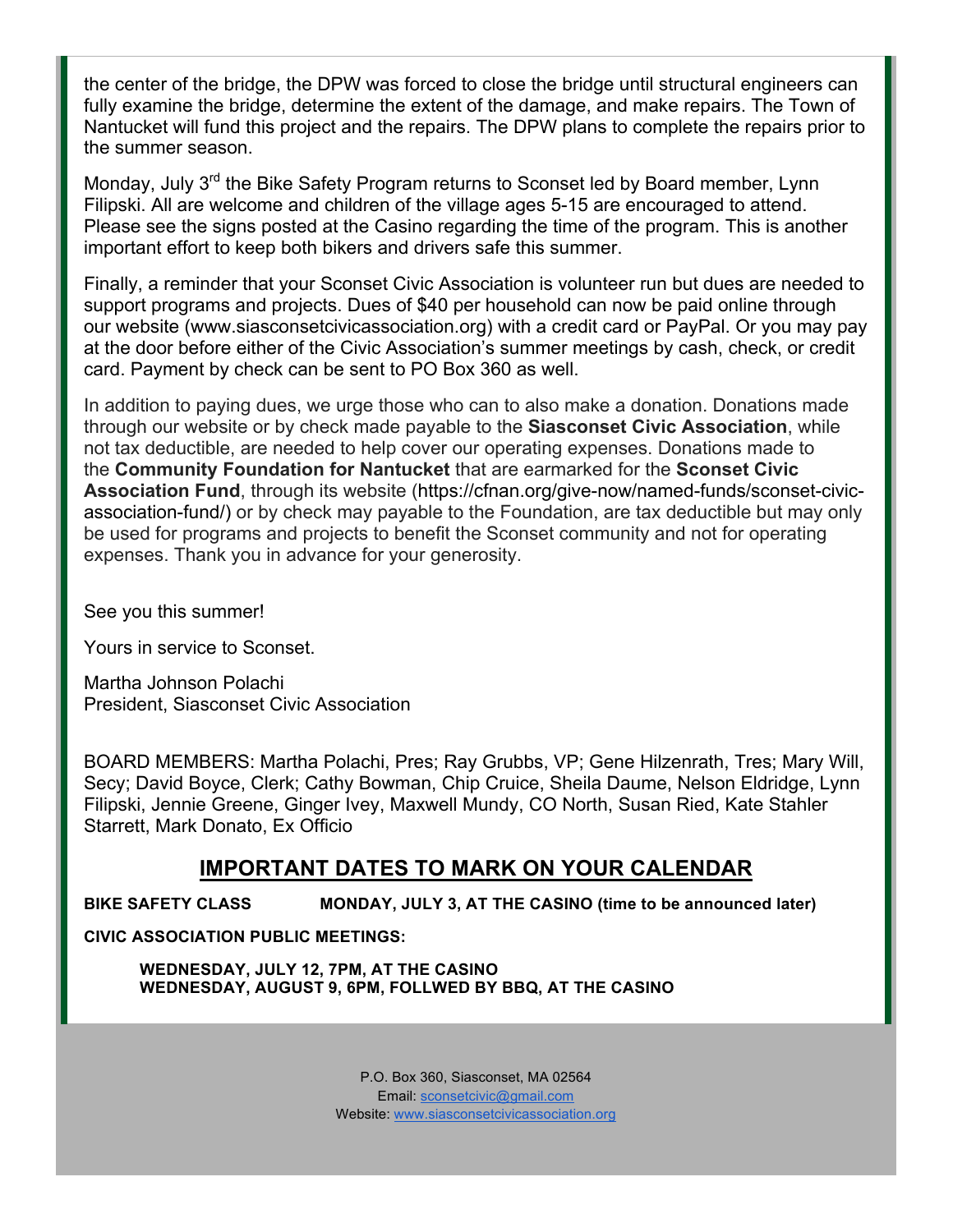the center of the bridge, the DPW was forced to close the bridge until structural engineers can fully examine the bridge, determine the extent of the damage, and make repairs. The Town of Nantucket will fund this project and the repairs. The DPW plans to complete the repairs prior to the summer season.

Monday, July 3rd the Bike Safety Program returns to Sconset led by Board member, Lynn Filipski. All are welcome and children of the village ages 5-15 are encouraged to attend. Please see the signs posted at the Casino regarding the time of the program. This is another important effort to keep both bikers and drivers safe this summer.

Finally, a reminder that your Sconset Civic Association is volunteer run but dues are needed to support programs and projects. Dues of $40 per household can now be paid online through our website (www.siasconsetcivicassociation.org) with a credit card or PayPal. Or you may pay at the door before either of the Civic Association's summer meetings by cash, check, or credit card. Payment by check can be sent to PO Box 360 as well.

In addition to paying dues, we urge those who can to also make a donation. Donations made through our website or by check made payable to the **Siasconset Civic Association**, while not tax deductible, are needed to help cover our operating expenses. Donations made to the **Community Foundation for Nantucket** that are earmarked for the **Sconset Civic Association Fund**, through its website (https://cfnan.org/give-now/named-funds/sconset-civic-association-fund/) or by check may payable to the Foundation, are tax deductible but may only be used for programs and projects to benefit the Sconset community and not for operating expenses. Thank you in advance for your generosity.

See you this summer!

Yours in service to Sconset.

Martha Johnson Polachi
President, Siasconset Civic Association

BOARD MEMBERS: Martha Polachi, Pres; Ray Grubbs, VP; Gene Hilzenrath, Tres; Mary Will, Secy; David Boyce, Clerk; Cathy Bowman, Chip Cruice, Sheila Daume, Nelson Eldridge, Lynn Filipski, Jennie Greene, Ginger Ivey, Maxwell Mundy, CO North, Susan Ried, Kate Stahler Starrett, Mark Donato, Ex Officio

## IMPORTANT DATES TO MARK ON YOUR CALENDAR

**BIKE SAFETY CLASS** **MONDAY, JULY 3, AT THE CASINO (time to be announced later)**

**CIVIC ASSOCIATION PUBLIC MEETINGS:**

**WEDNESDAY, JULY 12, 7PM, AT THE CASINO**
**WEDNESDAY, AUGUST 9, 6PM, FOLLWED BY BBQ, AT THE CASINO**

P.O. Box 360, Siasconset, MA 02564
Email: sconsetcivic@gmail.com
Website: www.siasconsetcivicassociation.org